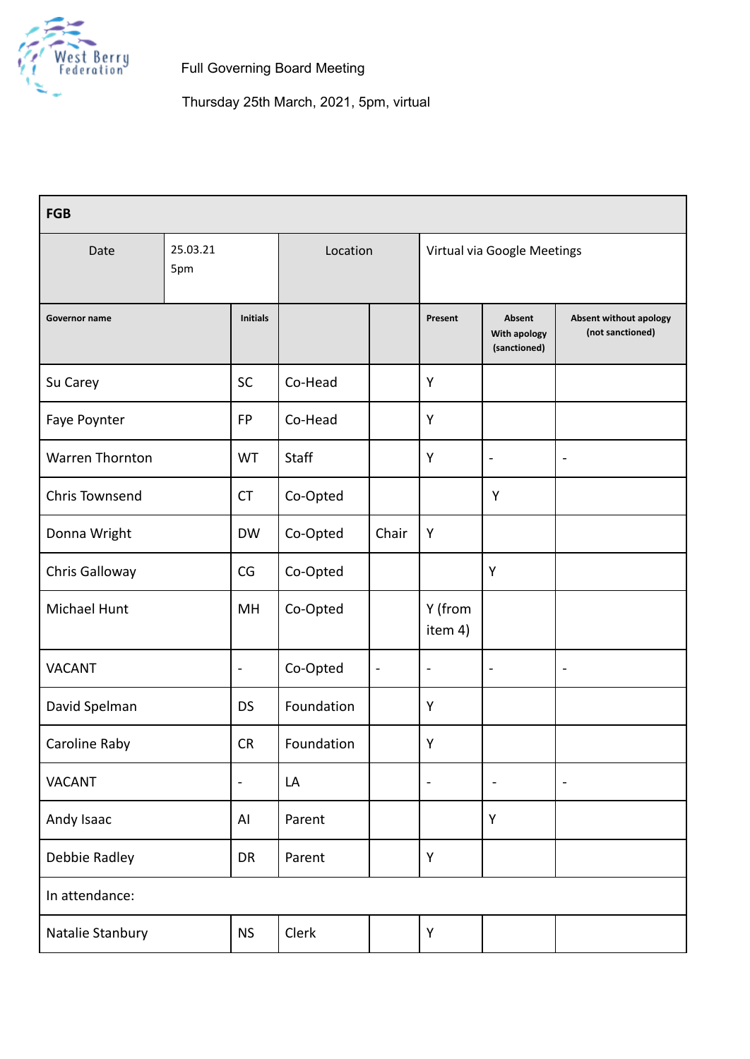Full Governing Board Meeting

Thursday 25th March, 2021, 5pm, virtual

| FGB | | | | | | | |
|---|---|---|---|---|---|---|---|
| Date | 25.03.21 5pm | | Location | | Virtual via Google Meetings | | |
| Governor name | Initials | | | Present | Absent With apology (sanctioned) | Absent without apology (not sanctioned) | |
| Su Carey | SC | Co-Head | | Y | | | |
| Faye Poynter | FP | Co-Head | | Y | | | |
| Warren Thornton | WT | Staff | | Y | - | - | |
| Chris Townsend | CT | Co-Opted | | | Y | | |
| Donna Wright | DW | Co-Opted | Chair | Y | | | |
| Chris Galloway | CG | Co-Opted | | | Y | | |
| Michael Hunt | MH | Co-Opted | | Y (from item 4) | | | |
| VACANT | - | Co-Opted | - | - | - | - | |
| David Spelman | DS | Foundation | | Y | | | |
| Caroline Raby | CR | Foundation | | Y | | | |
| VACANT | - | LA | | - | - | - | |
| Andy Isaac | AI | Parent | | | Y | | |
| Debbie Radley | DR | Parent | | Y | | | |
| In attendance: | | | | | | | |
| Natalie Stanbury | NS | Clerk | | Y | | | |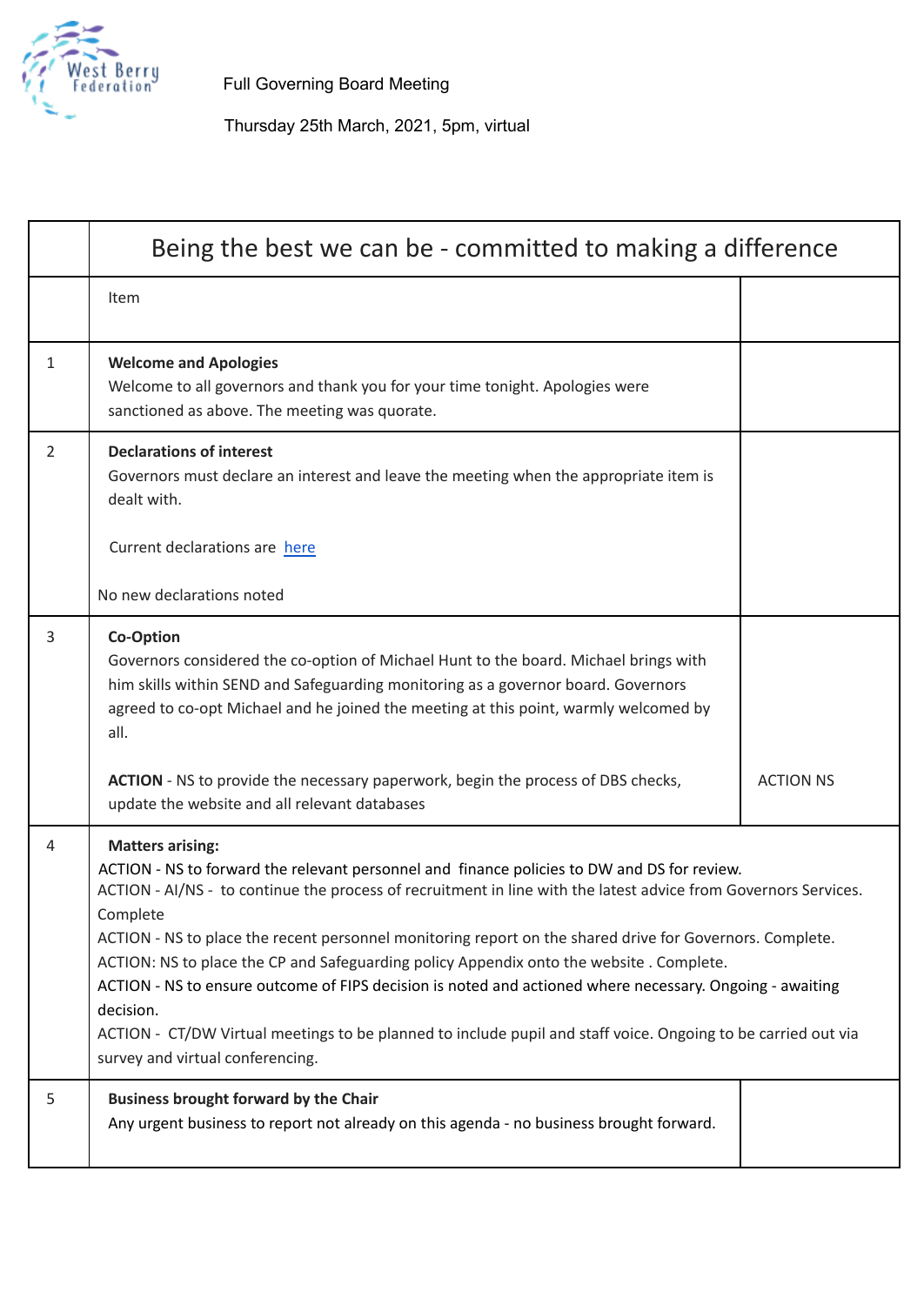West Berry Federation

Full Governing Board Meeting

Thursday 25th March, 2021, 5pm, virtual

| | Being the best we can be - committed to making a difference | |
|---|---|---|
| | Item | |
| 1 | **Welcome and Apologies**<br>Welcome to all governors and thank you for your time tonight. Apologies were sanctioned as above. The meeting was quorate. | |
| 2 | **Declarations of interest**<br>Governors must declare an interest and leave the meeting when the appropriate item is dealt with.<br><br>Current declarations are here<br><br>No new declarations noted | |
| 3 | **Co-Option**<br>Governors considered the co-option of Michael Hunt to the board. Michael brings with him skills within SEND and Safeguarding monitoring as a governor board. Governors agreed to co-opt Michael and he joined the meeting at this point, warmly welcomed by all.<br><br>**ACTION** - NS to provide the necessary paperwork, begin the process of DBS checks, update the website and all relevant databases | ACTION NS |
| 4 | **Matters arising:**<br>ACTION - NS to forward the relevant personnel and finance policies to DW and DS for review.<br>ACTION - AI/NS - to continue the process of recruitment in line with the latest advice from Governors Services. Complete<br>ACTION - NS to place the recent personnel monitoring report on the shared drive for Governors. Complete.<br>ACTION: NS to place the CP and Safeguarding policy Appendix onto the website . Complete.<br>ACTION - NS to ensure outcome of FIPS decision is noted and actioned where necessary. Ongoing - awaiting decision.<br>ACTION - CT/DW Virtual meetings to be planned to include pupil and staff voice. Ongoing to be carried out via survey and virtual conferencing. | |
| 5 | **Business brought forward by the Chair**<br>Any urgent business to report not already on this agenda - no business brought forward. | |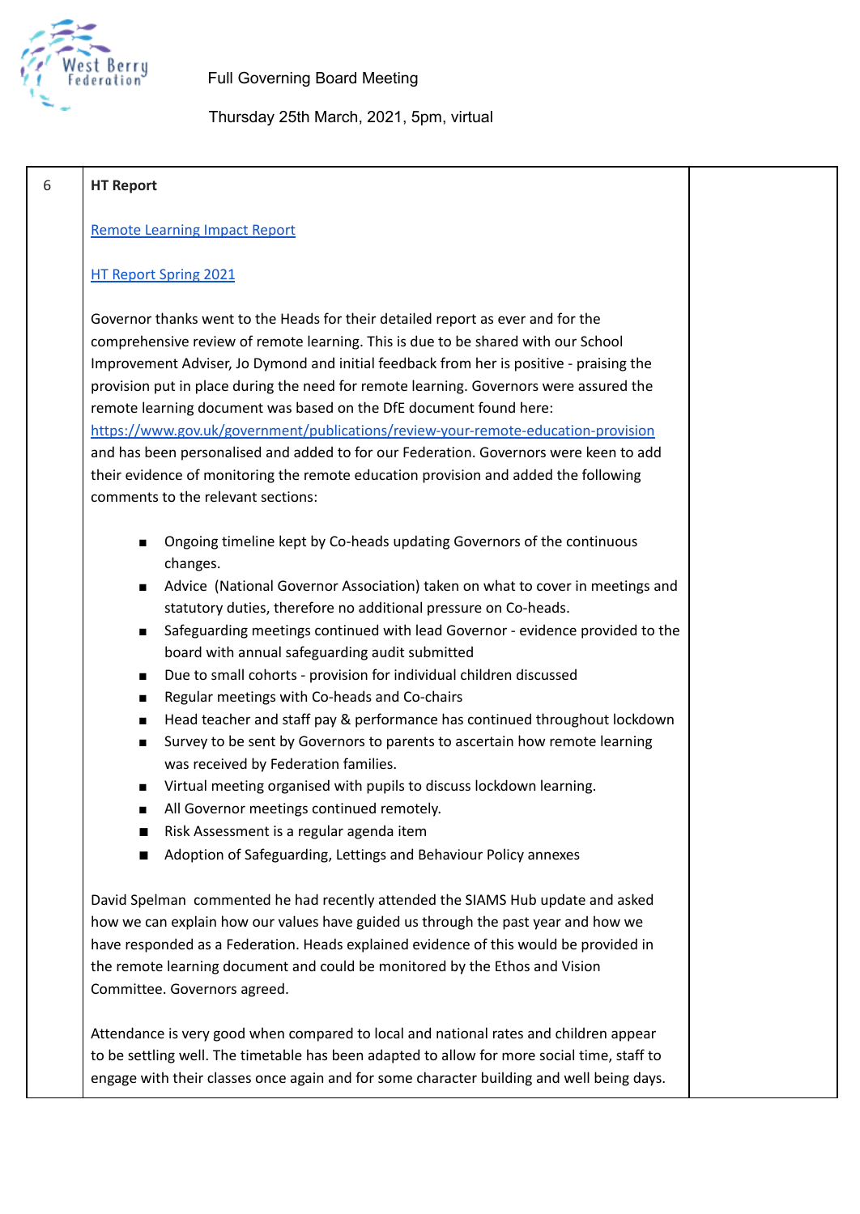Full Governing Board Meeting

Thursday 25th March, 2021, 5pm, virtual

| | | |
|---|---|---|
| 6 | **HT Report**<br><br>Remote Learning Impact Report<br><br>HT Report Spring 2021<br><br>Governor thanks went to the Heads for their detailed report as ever and for the comprehensive review of remote learning. This is due to be shared with our School Improvement Adviser, Jo Dymond and initial feedback from her is positive - praising the provision put in place during the need for remote learning. Governors were assured the remote learning document was based on the DfE document found here: https://www.gov.uk/government/publications/review-your-remote-education-provision and has been personalised and added to for our Federation. Governors were keen to add their evidence of monitoring the remote education provision and added the following comments to the relevant sections:<br><br>■ Ongoing timeline kept by Co-heads updating Governors of the continuous changes.<br>■ Advice (National Governor Association) taken on what to cover in meetings and statutory duties, therefore no additional pressure on Co-heads.<br>■ Safeguarding meetings continued with lead Governor - evidence provided to the board with annual safeguarding audit submitted<br>■ Due to small cohorts - provision for individual children discussed<br>■ Regular meetings with Co-heads and Co-chairs<br>■ Head teacher and staff pay & performance has continued throughout lockdown<br>■ Survey to be sent by Governors to parents to ascertain how remote learning was received by Federation families.<br>■ Virtual meeting organised with pupils to discuss lockdown learning.<br>■ All Governor meetings continued remotely.<br>■ Risk Assessment is a regular agenda item<br>■ Adoption of Safeguarding, Lettings and Behaviour Policy annexes<br><br>David Spelman commented he had recently attended the SIAMS Hub update and asked how we can explain how our values have guided us through the past year and how we have responded as a Federation. Heads explained evidence of this would be provided in the remote learning document and could be monitored by the Ethos and Vision Committee. Governors agreed.<br><br>Attendance is very good when compared to local and national rates and children appear to be settling well. The timetable has been adapted to allow for more social time, staff to engage with their classes once again and for some character building and well being days. | |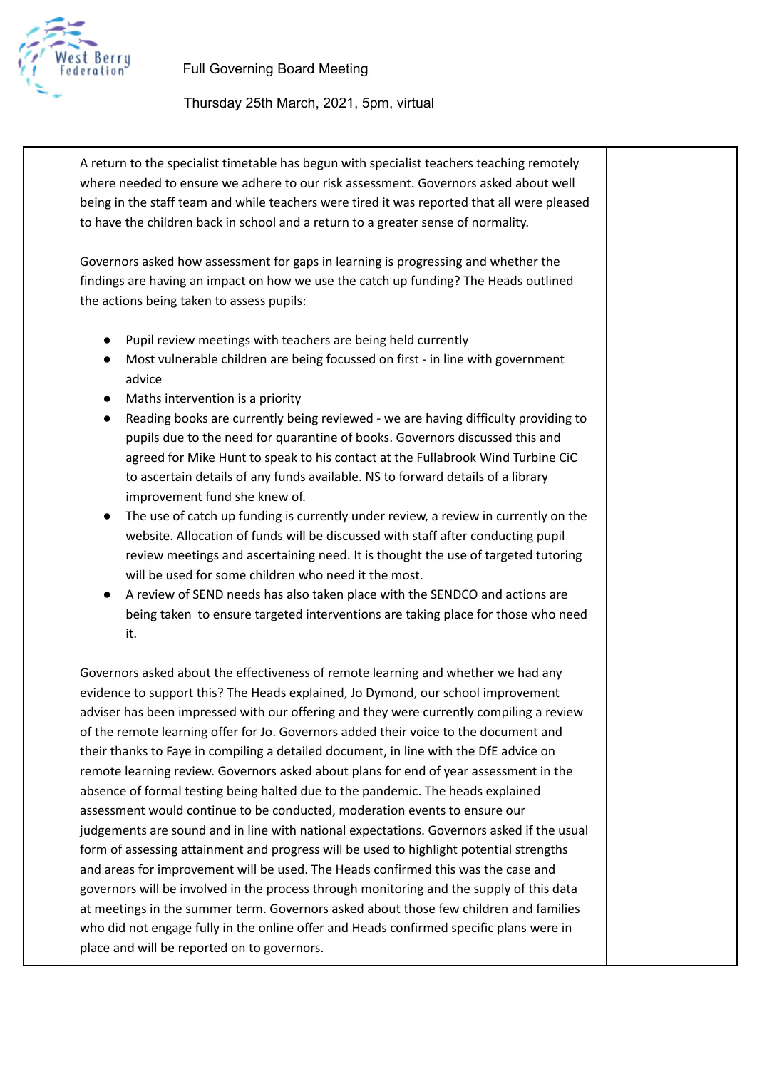Full Governing Board Meeting

Thursday 25th March, 2021, 5pm, virtual

| | | |
|---|---|---|
| | A return to the specialist timetable has begun with specialist teachers teaching remotely where needed to ensure we adhere to our risk assessment. Governors asked about well being in the staff team and while teachers were tired it was reported that all were pleased to have the children back in school and a return to a greater sense of normality.<br><br>Governors asked how assessment for gaps in learning is progressing and whether the findings are having an impact on how we use the catch up funding? The Heads outlined the actions being taken to assess pupils:<br><br>• Pupil review meetings with teachers are being held currently<br>• Most vulnerable children are being focussed on first - in line with government advice<br>• Maths intervention is a priority<br>• Reading books are currently being reviewed - we are having difficulty providing to pupils due to the need for quarantine of books. Governors discussed this and agreed for Mike Hunt to speak to his contact at the Fullabrook Wind Turbine CiC to ascertain details of any funds available. NS to forward details of a library improvement fund she knew of.<br>• The use of catch up funding is currently under review, a review in currently on the website. Allocation of funds will be discussed with staff after conducting pupil review meetings and ascertaining need. It is thought the use of targeted tutoring will be used for some children who need it the most.<br>• A review of SEND needs has also taken place with the SENDCO and actions are being taken to ensure targeted interventions are taking place for those who need it.<br><br>Governors asked about the effectiveness of remote learning and whether we had any evidence to support this? The Heads explained, Jo Dymond, our school improvement adviser has been impressed with our offering and they were currently compiling a review of the remote learning offer for Jo. Governors added their voice to the document and their thanks to Faye in compiling a detailed document, in line with the DfE advice on remote learning review. Governors asked about plans for end of year assessment in the absence of formal testing being halted due to the pandemic. The heads explained assessment would continue to be conducted, moderation events to ensure our judgements are sound and in line with national expectations. Governors asked if the usual form of assessing attainment and progress will be used to highlight potential strengths and areas for improvement will be used. The Heads confirmed this was the case and governors will be involved in the process through monitoring and the supply of this data at meetings in the summer term. Governors asked about those few children and families who did not engage fully in the online offer and Heads confirmed specific plans were in place and will be reported on to governors. | |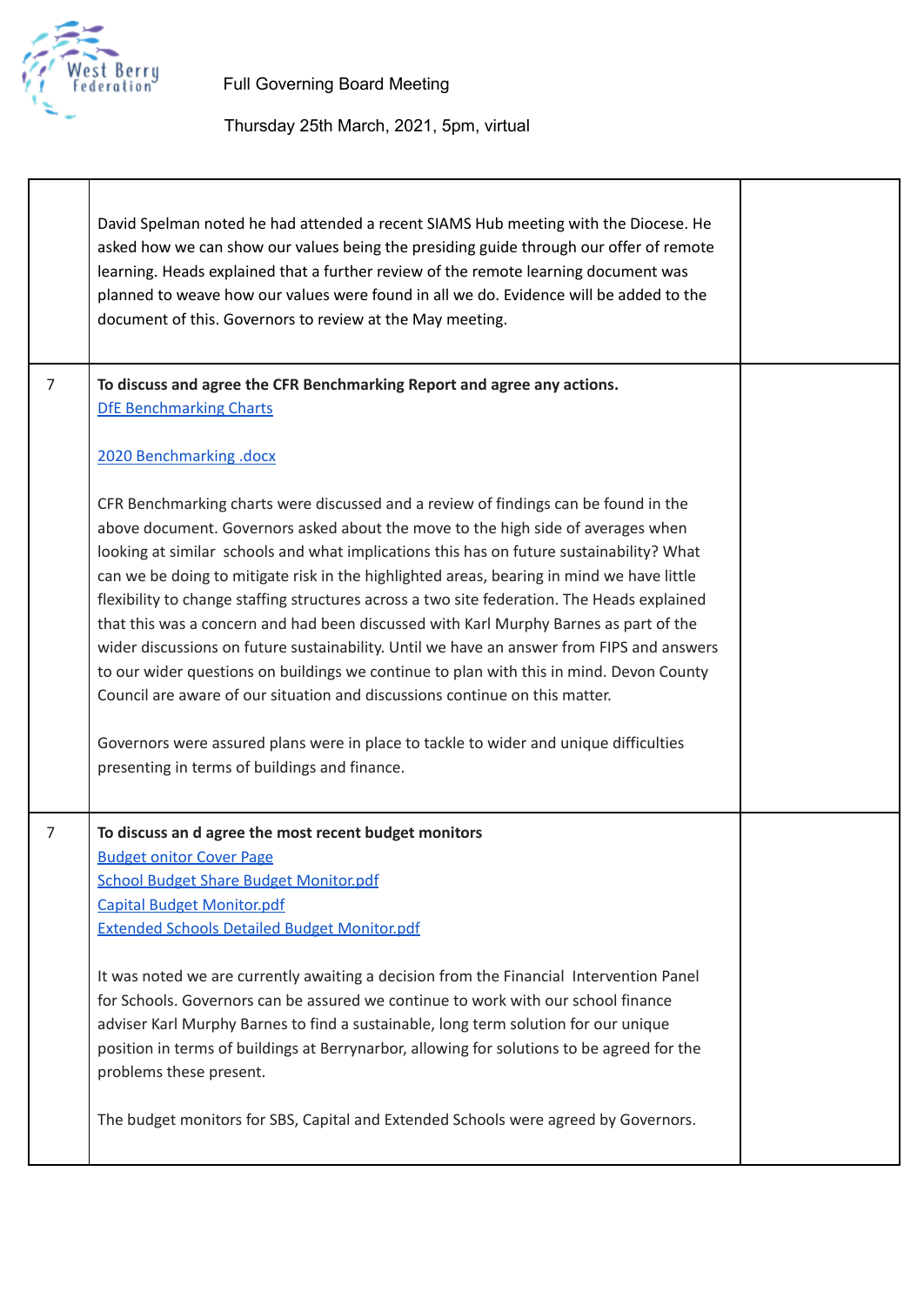| | | |
|---|---|---|
| | David Spelman noted he had attended a recent SIAMS Hub meeting with the Diocese. He asked how we can show our values being the presiding guide through our offer of remote learning. Heads explained that a further review of the remote learning document was planned to weave how our values were found in all we do. Evidence will be added to the document of this. Governors to review at the May meeting. | |
| 7 | **To discuss and agree the CFR Benchmarking Report and agree any actions.**<br>DfE Benchmarking Charts<br><br>2020 Benchmarking .docx<br><br>CFR Benchmarking charts were discussed and a review of findings can be found in the above document. Governors asked about the move to the high side of averages when looking at similar schools and what implications this has on future sustainability? What can we be doing to mitigate risk in the highlighted areas, bearing in mind we have little flexibility to change staffing structures across a two site federation. The Heads explained that this was a concern and had been discussed with Karl Murphy Barnes as part of the wider discussions on future sustainability. Until we have an answer from FIPS and answers to our wider questions on buildings we continue to plan with this in mind. Devon County Council are aware of our situation and discussions continue on this matter.<br><br>Governors were assured plans were in place to tackle to wider and unique difficulties presenting in terms of buildings and finance. | |
| 7 | **To discuss an d agree the most recent budget monitors**<br>Budget onitor Cover Page<br>School Budget Share Budget Monitor.pdf<br>Capital Budget Monitor.pdf<br>Extended Schools Detailed Budget Monitor.pdf<br><br>It was noted we are currently awaiting a decision from the Financial Intervention Panel for Schools. Governors can be assured we continue to work with our school finance adviser Karl Murphy Barnes to find a sustainable, long term solution for our unique position in terms of buildings at Berrynarbor, allowing for solutions to be agreed for the problems these present.<br><br>The budget monitors for SBS, Capital and Extended Schools were agreed by Governors. | |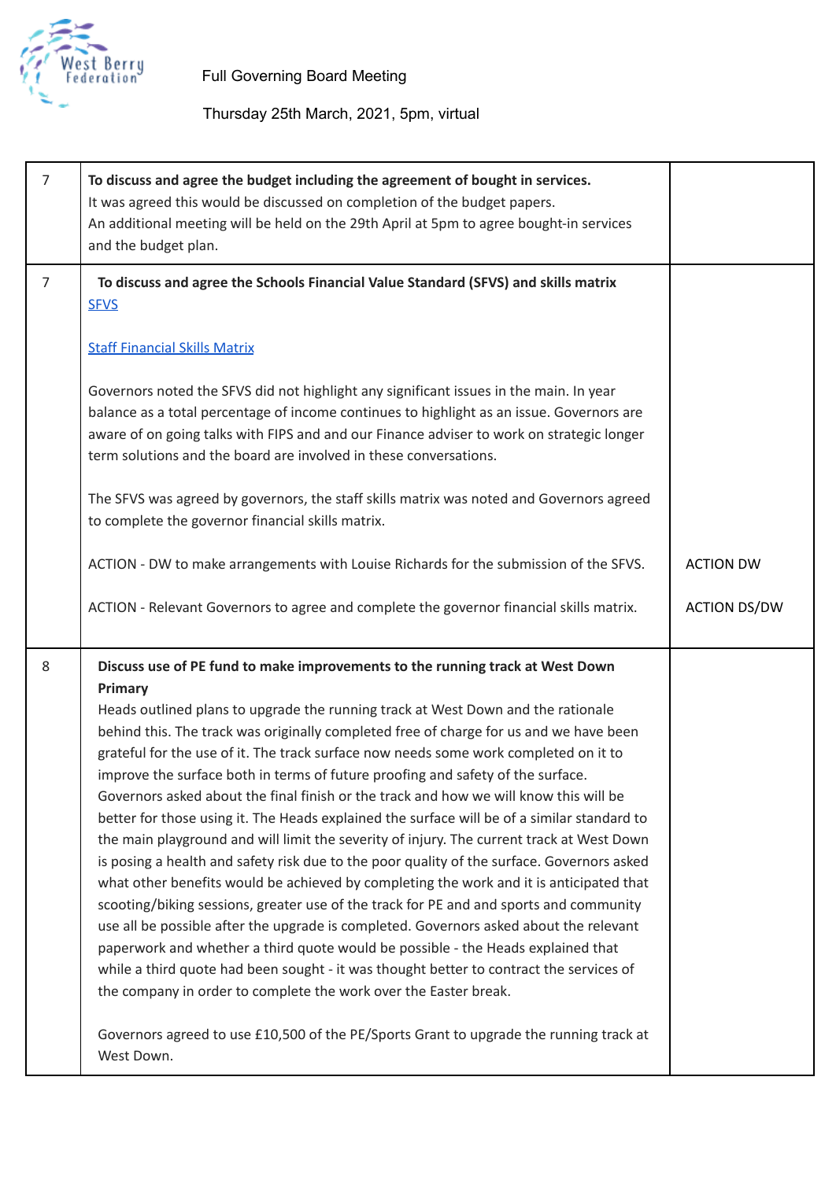Full Governing Board Meeting

Thursday 25th March, 2021, 5pm, virtual

| | | |
|---|---|---|
| 7 | **To discuss and agree the budget including the agreement of bought in services.**<br>It was agreed this would be discussed on completion of the budget papers.<br>An additional meeting will be held on the 29th April at 5pm to agree bought-in services and the budget plan. | |
| 7 | **To discuss and agree the Schools Financial Value Standard (SFVS) and skills matrix**<br>SFVS<br><br>Staff Financial Skills Matrix<br><br>Governors noted the SFVS did not highlight any significant issues in the main. In year balance as a total percentage of income continues to highlight as an issue. Governors are aware of on going talks with FIPS and and our Finance adviser to work on strategic longer term solutions and the board are involved in these conversations.<br><br>The SFVS was agreed by governors, the staff skills matrix was noted and Governors agreed to complete the governor financial skills matrix.<br><br>ACTION - DW to make arrangements with Louise Richards for the submission of the SFVS.<br><br>ACTION - Relevant Governors to agree and complete the governor financial skills matrix. | <br><br><br><br><br><br><br><br><br><br>ACTION DW<br><br>ACTION DS/DW |
| 8 | **Discuss use of PE fund to make improvements to the running track at West Down Primary**<br>Heads outlined plans to upgrade the running track at West Down and the rationale behind this. The track was originally completed free of charge for us and we have been grateful for the use of it. The track surface now needs some work completed on it to improve the surface both in terms of future proofing and safety of the surface. Governors asked about the final finish or the track and how we will know this will be better for those using it. The Heads explained the surface will be of a similar standard to the main playground and will limit the severity of injury. The current track at West Down is posing a health and safety risk due to the poor quality of the surface. Governors asked what other benefits would be achieved by completing the work and it is anticipated that scooting/biking sessions, greater use of the track for PE and and sports and community use all be possible after the upgrade is completed. Governors asked about the relevant paperwork and whether a third quote would be possible - the Heads explained that while a third quote had been sought - it was thought better to contract the services of the company in order to complete the work over the Easter break.<br><br>Governors agreed to use £10,500 of the PE/Sports Grant to upgrade the running track at West Down. | |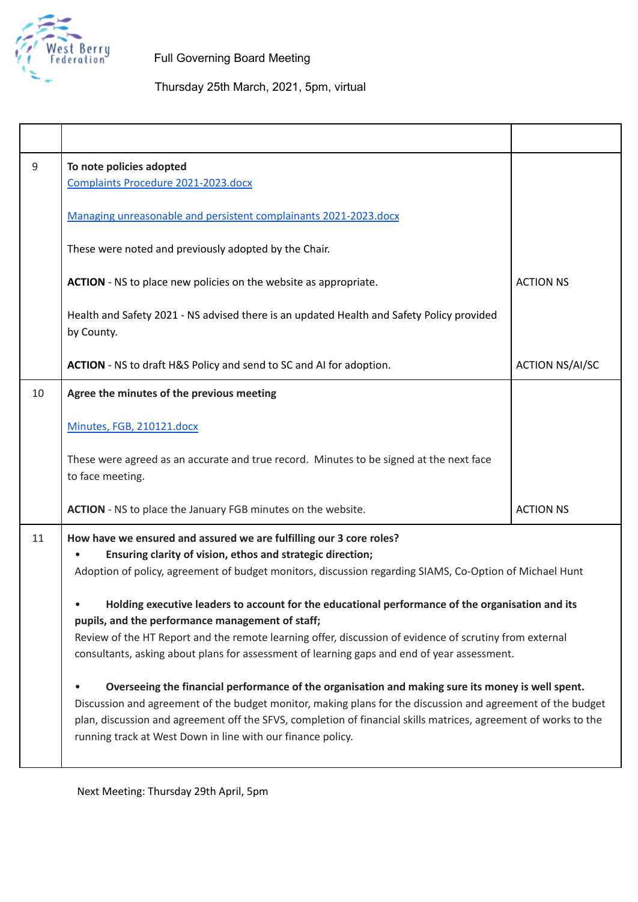Full Governing Board Meeting

Thursday 25th March, 2021, 5pm, virtual

| | | |
|---|---|---|
| 9 | **To note policies adopted**<br>Complaints Procedure 2021-2023.docx<br><br>Managing unreasonable and persistent complainants 2021-2023.docx<br><br>These were noted and previously adopted by the Chair.<br><br>**ACTION** - NS to place new policies on the website as appropriate.<br><br>Health and Safety 2021 - NS advised there is an updated Health and Safety Policy provided by County.<br><br>**ACTION** - NS to draft H&S Policy and send to SC and AI for adoption. | ACTION NS<br><br>ACTION NS/AI/SC |
| 10 | **Agree the minutes of the previous meeting**<br><br>Minutes, FGB, 210121.docx<br><br>These were agreed as an accurate and true record. Minutes to be signed at the next face to face meeting.<br><br>**ACTION** - NS to place the January FGB minutes on the website. | ACTION NS |
| 11 | **How have we ensured and assured we are fulfilling our 3 core roles?**<br>• **Ensuring clarity of vision, ethos and strategic direction;**<br>Adoption of policy, agreement of budget monitors, discussion regarding SIAMS, Co-Option of Michael Hunt<br><br>• **Holding executive leaders to account for the educational performance of the organisation and its pupils, and the performance management of staff;**<br>Review of the HT Report and the remote learning offer, discussion of evidence of scrutiny from external consultants, asking about plans for assessment of learning gaps and end of year assessment.<br><br>• **Overseeing the financial performance of the organisation and making sure its money is well spent.**<br>Discussion and agreement of the budget monitor, making plans for the discussion and agreement of the budget plan, discussion and agreement off the SFVS, completion of financial skills matrices, agreement of works to the running track at West Down in line with our finance policy. | |

Next Meeting: Thursday 29th April, 5pm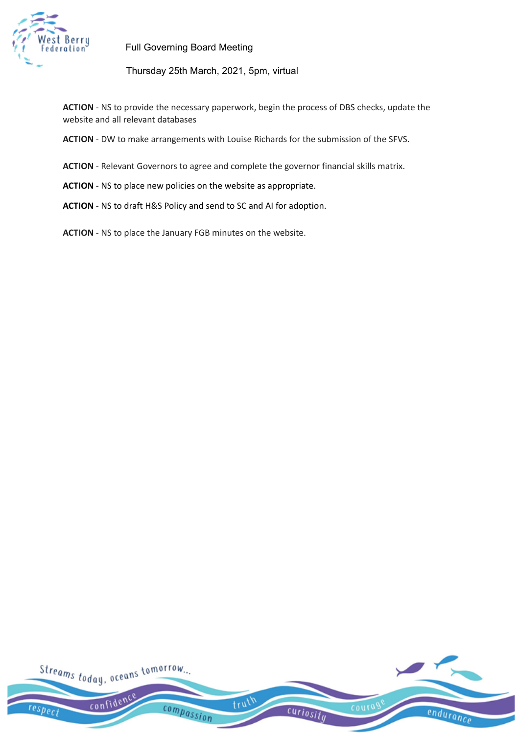**ACTION** - NS to provide the necessary paperwork, begin the process of DBS checks, update the website and all relevant databases

**ACTION** - DW to make arrangements with Louise Richards for the submission of the SFVS.

**ACTION** - Relevant Governors to agree and complete the governor financial skills matrix.

**ACTION** - NS to place new policies on the website as appropriate.

**ACTION** - NS to draft H&S Policy and send to SC and AI for adoption.

**ACTION** - NS to place the January FGB minutes on the website.